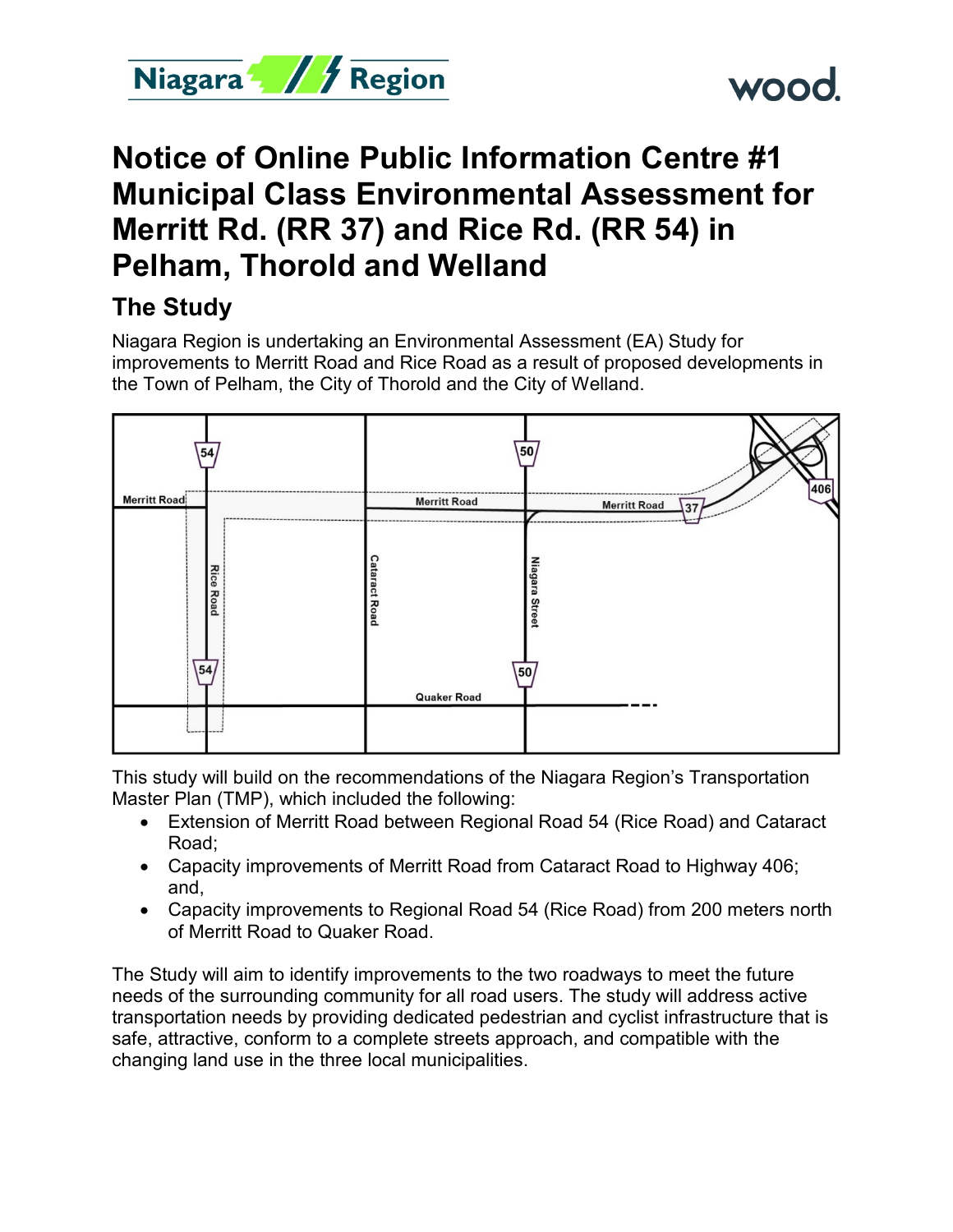# Notice of Online Public Information Centre #1 Municipal Class Environmental Assessment for Merritt Rd. (RR 37) and Rice Rd. (RR 54) in Pelham, Thorold and Welland

## The Study

Niagara Region is undertaking an Environmental Assessment (EA) Study for improvements to Merritt Road and Rice Road as a result of proposed developments in the Town of Pelham, the City of Thorold and the City of Welland.

This study will build on the recommendations of the Niagara Region's Transportation Master Plan (TMP), which included the following:

- Extension of Merritt Road between Regional Road 54 (Rice Road) and Cataract Road;
- Capacity improvements of Merritt Road from Cataract Road to Highway 406; and,
- Capacity improvements to Regional Road 54 (Rice Road) from 200 meters north of Merritt Road to Quaker Road.

The Study will aim to identify improvements to the two roadways to meet the future needs of the surrounding community for all road users. The study will address active transportation needs by providing dedicated pedestrian and cyclist infrastructure that is safe, attractive, conform to a complete streets approach, and compatible with the changing land use in the three local municipalities.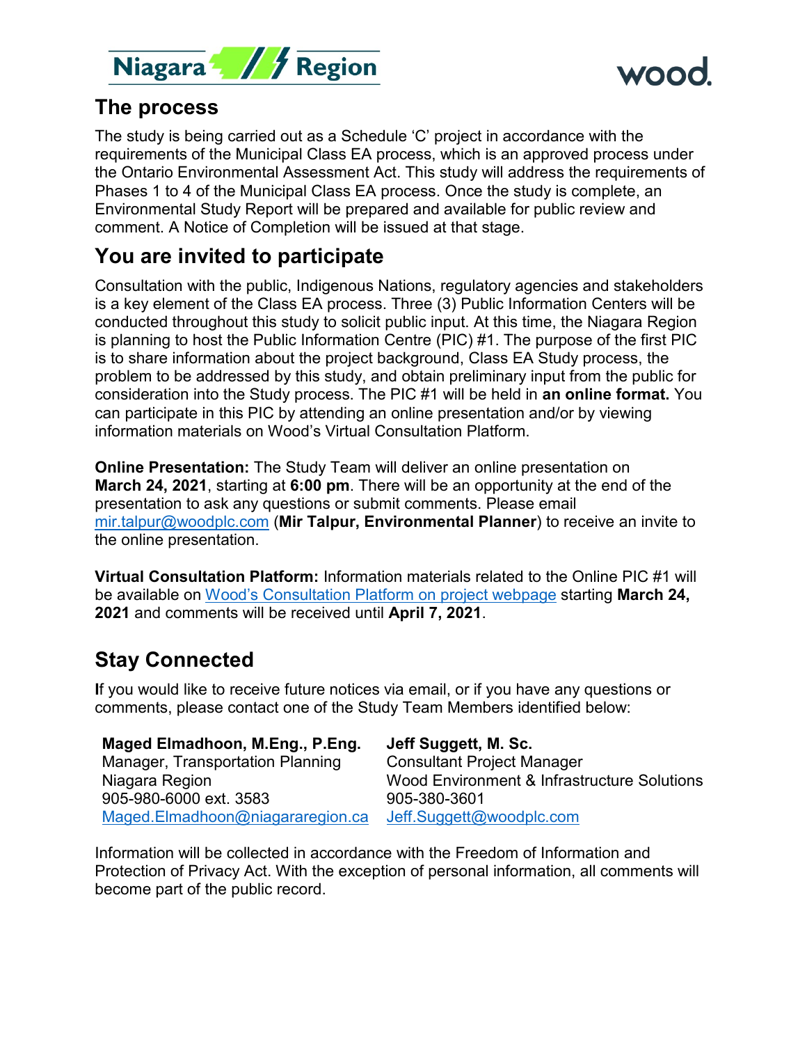## The process

The study is being carried out as a Schedule 'C' project in accordance with the requirements of the Municipal Class EA process, which is an approved process under the Ontario Environmental Assessment Act. This study will address the requirements of Phases 1 to 4 of the Municipal Class EA process. Once the study is complete, an Environmental Study Report will be prepared and available for public review and comment. A Notice of Completion will be issued at that stage.

## You are invited to participate

Consultation with the public, Indigenous Nations, regulatory agencies and stakeholders is a key element of the Class EA process. Three (3) Public Information Centers will be conducted throughout this study to solicit public input. At this time, the Niagara Region is planning to host the Public Information Centre (PIC) #1. The purpose of the first PIC is to share information about the project background, Class EA Study process, the problem to be addressed by this study, and obtain preliminary input from the public for consideration into the Study process. The PIC #1 will be held in **an online format.** You can participate in this PIC by attending an online presentation and/or by viewing information materials on Wood's Virtual Consultation Platform.

**Online Presentation:** The Study Team will deliver an online presentation on **March 24, 2021**, starting at **6:00 pm**. There will be an opportunity at the end of the presentation to ask any questions or submit comments. Please email mir.talpur@woodplc.com (**Mir Talpur, Environmental Planner**) to receive an invite to the online presentation.

**Virtual Consultation Platform:** Information materials related to the Online PIC #1 will be available on Wood's Consultation Platform on project webpage starting **March 24, 2021** and comments will be received until **April 7, 2021**.

## Stay Connected

**I**f you would like to receive future notices via email, or if you have any questions or comments, please contact one of the Study Team Members identified below:

**Maged Elmadhoon, M.Eng., P.Eng.**
Manager, Transportation Planning
Niagara Region
905-980-6000 ext. 3583
Maged.Elmadhoon@niagararegion.ca

**Jeff Suggett, M. Sc.**
Consultant Project Manager
Wood Environment & Infrastructure Solutions
905-380-3601
Jeff.Suggett@woodplc.com

Information will be collected in accordance with the Freedom of Information and Protection of Privacy Act. With the exception of personal information, all comments will become part of the public record.